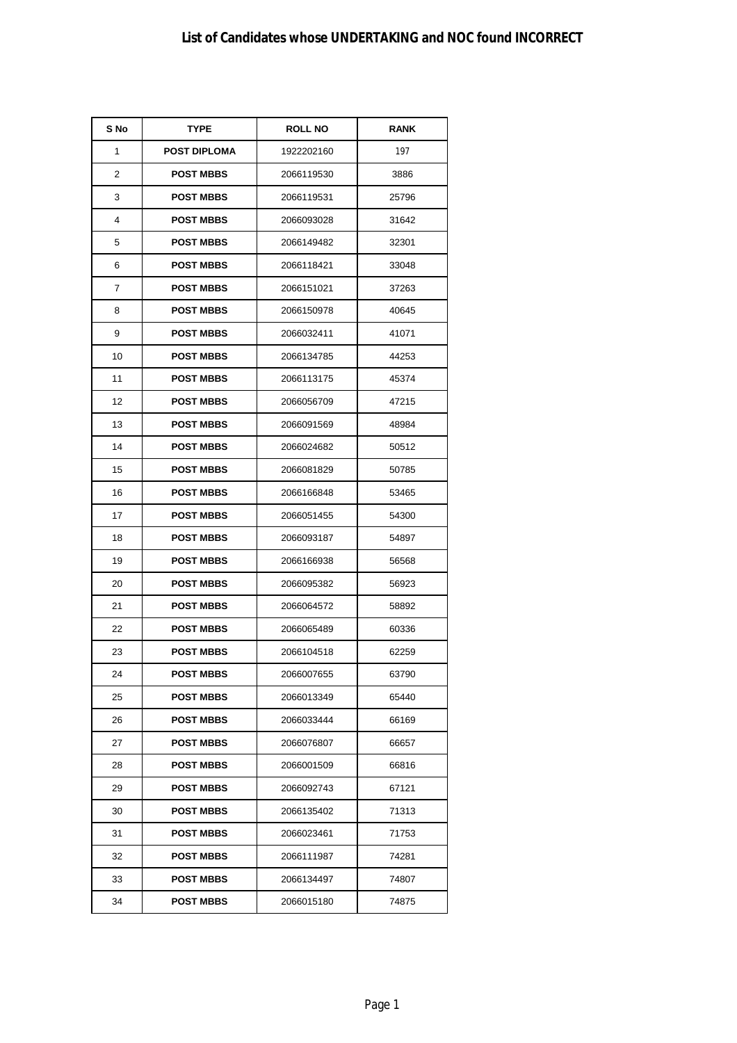# List of Candidates whose UNDERTAKING and NOC found INCORRECT

| S No | TYPE | ROLL NO | RANK |
|---|---|---|---|
| 1 | **POST DIPLOMA** | 1922202160 | 197 |
| 2 | **POST MBBS** | 2066119530 | 3886 |
| 3 | **POST MBBS** | 2066119531 | 25796 |
| 4 | **POST MBBS** | 2066093028 | 31642 |
| 5 | **POST MBBS** | 2066149482 | 32301 |
| 6 | **POST MBBS** | 2066118421 | 33048 |
| 7 | **POST MBBS** | 2066151021 | 37263 |
| 8 | **POST MBBS** | 2066150978 | 40645 |
| 9 | **POST MBBS** | 2066032411 | 41071 |
| 10 | **POST MBBS** | 2066134785 | 44253 |
| 11 | **POST MBBS** | 2066113175 | 45374 |
| 12 | **POST MBBS** | 2066056709 | 47215 |
| 13 | **POST MBBS** | 2066091569 | 48984 |
| 14 | **POST MBBS** | 2066024682 | 50512 |
| 15 | **POST MBBS** | 2066081829 | 50785 |
| 16 | **POST MBBS** | 2066166848 | 53465 |
| 17 | **POST MBBS** | 2066051455 | 54300 |
| 18 | **POST MBBS** | 2066093187 | 54897 |
| 19 | **POST MBBS** | 2066166938 | 56568 |
| 20 | **POST MBBS** | 2066095382 | 56923 |
| 21 | **POST MBBS** | 2066064572 | 58892 |
| 22 | **POST MBBS** | 2066065489 | 60336 |
| 23 | **POST MBBS** | 2066104518 | 62259 |
| 24 | **POST MBBS** | 2066007655 | 63790 |
| 25 | **POST MBBS** | 2066013349 | 65440 |
| 26 | **POST MBBS** | 2066033444 | 66169 |
| 27 | **POST MBBS** | 2066076807 | 66657 |
| 28 | **POST MBBS** | 2066001509 | 66816 |
| 29 | **POST MBBS** | 2066092743 | 67121 |
| 30 | **POST MBBS** | 2066135402 | 71313 |
| 31 | **POST MBBS** | 2066023461 | 71753 |
| 32 | **POST MBBS** | 2066111987 | 74281 |
| 33 | **POST MBBS** | 2066134497 | 74807 |
| 34 | **POST MBBS** | 2066015180 | 74875 |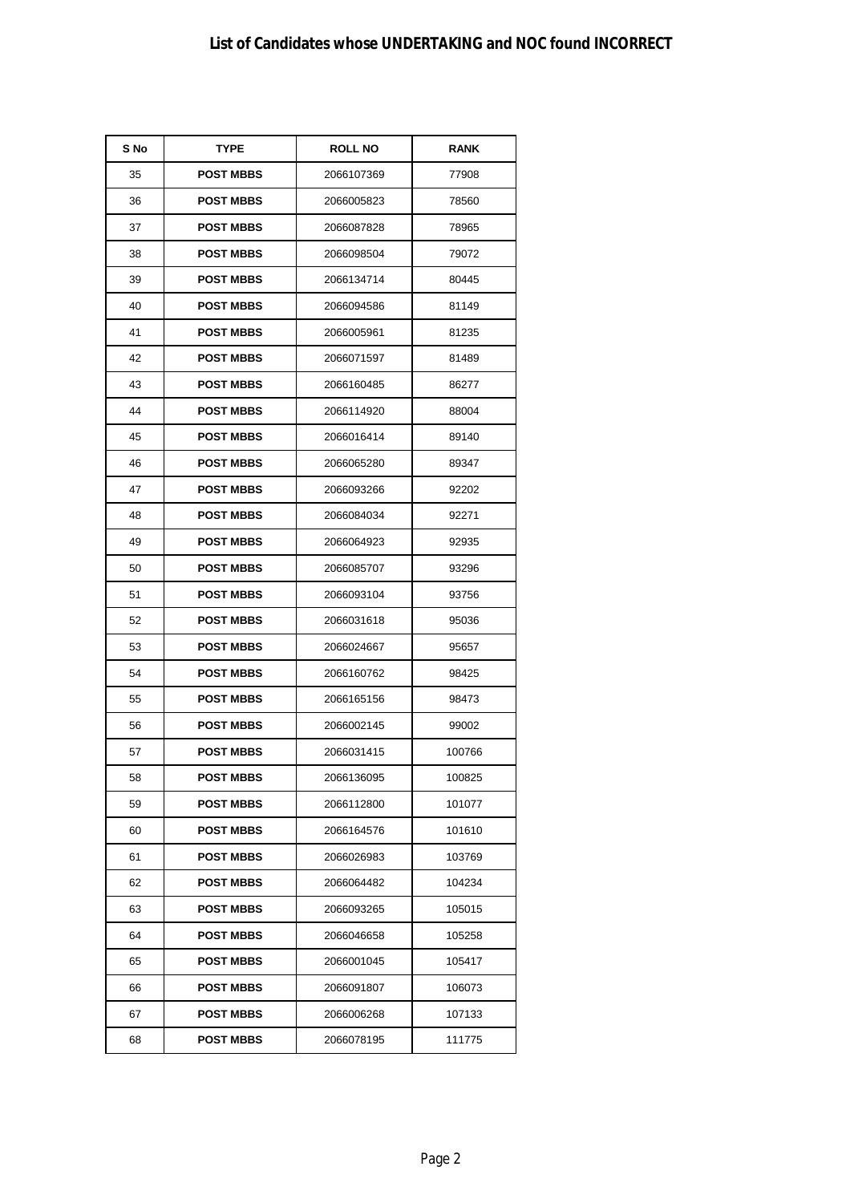# List of Candidates whose UNDERTAKING and NOC found INCORRECT

| S No | TYPE | ROLL NO | RANK |
|---|---|---|---|
| 35 | **POST MBBS** | 2066107369 | 77908 |
| 36 | **POST MBBS** | 2066005823 | 78560 |
| 37 | **POST MBBS** | 2066087828 | 78965 |
| 38 | **POST MBBS** | 2066098504 | 79072 |
| 39 | **POST MBBS** | 2066134714 | 80445 |
| 40 | **POST MBBS** | 2066094586 | 81149 |
| 41 | **POST MBBS** | 2066005961 | 81235 |
| 42 | **POST MBBS** | 2066071597 | 81489 |
| 43 | **POST MBBS** | 2066160485 | 86277 |
| 44 | **POST MBBS** | 2066114920 | 88004 |
| 45 | **POST MBBS** | 2066016414 | 89140 |
| 46 | **POST MBBS** | 2066065280 | 89347 |
| 47 | **POST MBBS** | 2066093266 | 92202 |
| 48 | **POST MBBS** | 2066084034 | 92271 |
| 49 | **POST MBBS** | 2066064923 | 92935 |
| 50 | **POST MBBS** | 2066085707 | 93296 |
| 51 | **POST MBBS** | 2066093104 | 93756 |
| 52 | **POST MBBS** | 2066031618 | 95036 |
| 53 | **POST MBBS** | 2066024667 | 95657 |
| 54 | **POST MBBS** | 2066160762 | 98425 |
| 55 | **POST MBBS** | 2066165156 | 98473 |
| 56 | **POST MBBS** | 2066002145 | 99002 |
| 57 | **POST MBBS** | 2066031415 | 100766 |
| 58 | **POST MBBS** | 2066136095 | 100825 |
| 59 | **POST MBBS** | 2066112800 | 101077 |
| 60 | **POST MBBS** | 2066164576 | 101610 |
| 61 | **POST MBBS** | 2066026983 | 103769 |
| 62 | **POST MBBS** | 2066064482 | 104234 |
| 63 | **POST MBBS** | 2066093265 | 105015 |
| 64 | **POST MBBS** | 2066046658 | 105258 |
| 65 | **POST MBBS** | 2066001045 | 105417 |
| 66 | **POST MBBS** | 2066091807 | 106073 |
| 67 | **POST MBBS** | 2066006268 | 107133 |
| 68 | **POST MBBS** | 2066078195 | 111775 |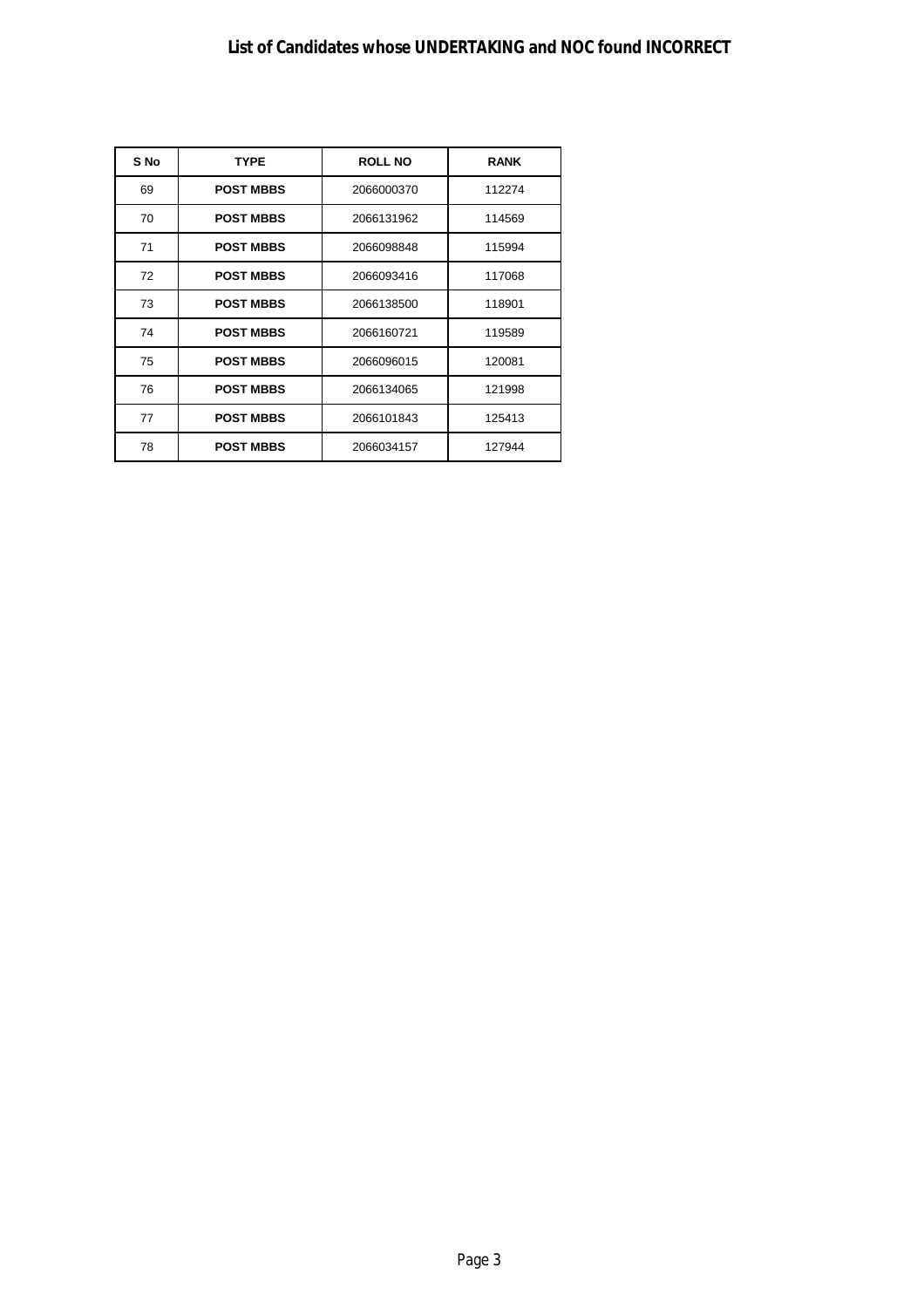## List of Candidates whose UNDERTAKING and NOC found INCORRECT

| S No | TYPE | ROLL NO | RANK |
|---|---|---|---|
| 69 | **POST MBBS** | 2066000370 | 112274 |
| 70 | **POST MBBS** | 2066131962 | 114569 |
| 71 | **POST MBBS** | 2066098848 | 115994 |
| 72 | **POST MBBS** | 2066093416 | 117068 |
| 73 | **POST MBBS** | 2066138500 | 118901 |
| 74 | **POST MBBS** | 2066160721 | 119589 |
| 75 | **POST MBBS** | 2066096015 | 120081 |
| 76 | **POST MBBS** | 2066134065 | 121998 |
| 77 | **POST MBBS** | 2066101843 | 125413 |
| 78 | **POST MBBS** | 2066034157 | 127944 |